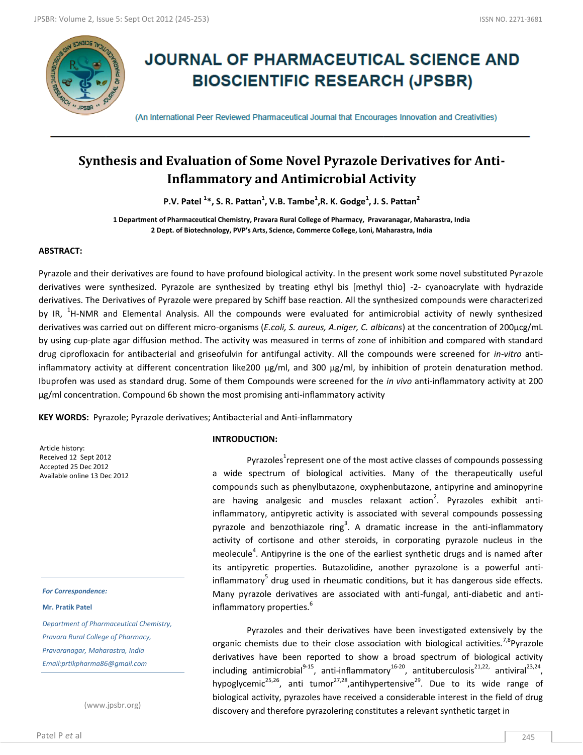# JOURNAL OF PHARMACEUTICAL SCIENCE AND BIOSCIENTIFIC RESEARCH (JPSBR)

(An International Peer Reviewed Pharmaceutical Journal that Encourages Innovation and Creativities)

## Synthesis and Evaluation of Some Novel Pyrazole Derivatives for Anti-Inflammatory and Antimicrobial Activity

**P.V. Patel [1]*, S. R. Pattan[1], V.B. Tambe[1], R. K. Godge[1], J. S. Pattan[2]**

**1 Department of Pharmaceutical Chemistry, Pravara Rural College of Pharmacy, Pravaranagar, Maharastra, India**
**2 Dept. of Biotechnology, PVP's Arts, Science, Commerce College, Loni, Maharastra, India**

### ABSTRACT:

Pyrazole and their derivatives are found to have profound biological activity. In the present work some novel substituted Pyrazole derivatives were synthesized. Pyrazole are synthesized by treating ethyl bis [methyl thio] -2- cyanoacrylate with hydrazide derivatives. The Derivatives of Pyrazole were prepared by Schiff base reaction. All the synthesized compounds were characterized by IR, $^1$H-NMR and Elemental Analysis. All the compounds were evaluated for antimicrobial activity of newly synthesized derivatives was carried out on different micro-organisms (*E.coli, S. aureus, A.niger, C. albicans*) at the concentration of 200µcg/mL by using cup-plate agar diffusion method. The activity was measured in terms of zone of inhibition and compared with standard drug ciprofloxacin for antibacterial and griseofulvin for antifungal activity. All the compounds were screened for *in-vitro* anti-inflammatory activity at different concentration like200 µg/ml, and 300 µg/ml, by inhibition of protein denaturation method. Ibuprofen was used as standard drug. Some of them Compounds were screened for the *in vivo* anti-inflammatory activity at 200 µg/ml concentration. Compound 6b shown the most promising anti-inflammatory activity

**KEY WORDS:** Pyrazole; Pyrazole derivatives; Antibacterial and Anti-inflammatory

Article history:
Received 12 Sept 2012
Accepted 25 Dec 2012
Available online 13 Dec 2012

*For Correspondence:*

**Mr. Pratik Patel**

*Department of Pharmaceutical Chemistry,*
*Pravara Rural College of Pharmacy,*
*Pravaranagar, Maharastra, India*
*Email:prtikpharma86@gmail.com*

(www.jpsbr.org)

### INTRODUCTION:

Pyrazoles[1]represent one of the most active classes of compounds possessing a wide spectrum of biological activities. Many of the therapeutically useful compounds such as phenylbutazone, oxyphenbutazone, antipyrine and aminopyrine are having analgesic and muscles relaxant action[2]. Pyrazoles exhibit anti-inflammatory, antipyretic activity is associated with several compounds possessing pyrazole and benzothiazole ring[3]. A dramatic increase in the anti-inflammatory activity of cortisone and other steroids, in corporating pyrazole nucleus in the meolecule[4]. Antipyrine is the one of the earliest synthetic drugs and is named after its antipyretic properties. Butazolidine, another pyrazolone is a powerful anti-inflammatory[5] drug used in rheumatic conditions, but it has dangerous side effects. Many pyrazole derivatives are associated with anti-fungal, anti-diabetic and anti-inflammatory properties.[6]

Pyrazoles and their derivatives have been investigated extensively by the organic chemists due to their close association with biological activities.[7,8]Pyrazole derivatives have been reported to show a broad spectrum of biological activity including antimicrobial[9-15], anti-inflammatory[16-20], antituberculosis[21,22], antiviral[23,24], hypoglycemic[25,26], anti tumor[27,28],antihypertensive[29]. Due to its wide range of biological activity, pyrazoles have received a considerable interest in the field of drug discovery and therefore pyrazolering constitutes a relevant synthetic target in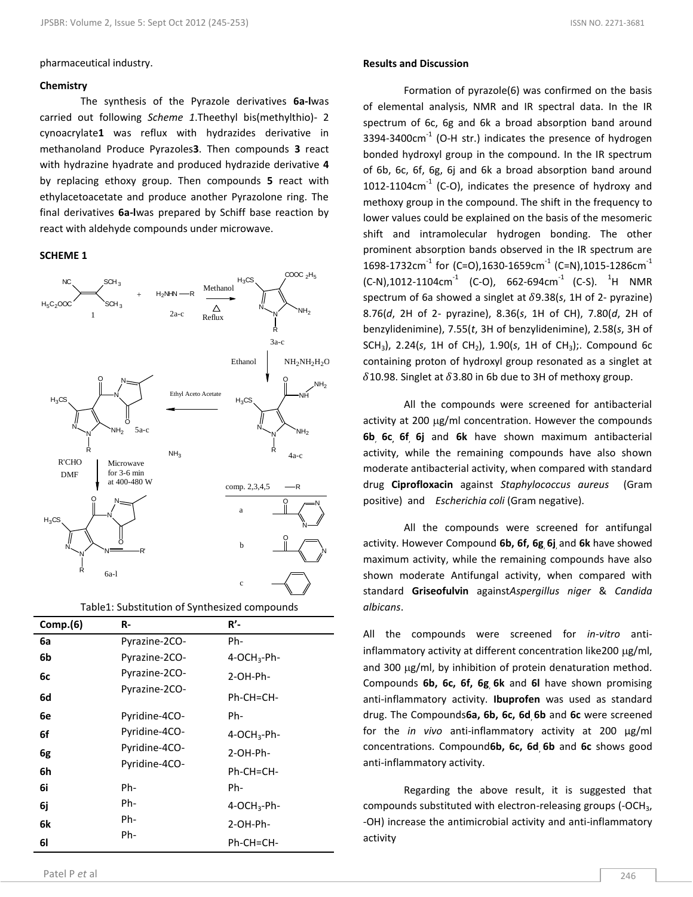pharmaceutical industry.

### Chemistry

The synthesis of the Pyrazole derivatives **6a-l**was carried out following *Scheme 1*.Theethyl bis(methylthio)- 2 cynoacrylate**1** was reflux with hydrazides derivative in methanoland Produce Pyrazoles**3**. Then compounds **3** react with hydrazine hyadrate and produced hydrazide derivative **4** by replacing ethoxy group. Then compounds **5** react with ethylacetoacetate and produce another Pyrazolone ring. The final derivatives **6a-l**was prepared by Schiff base reaction by react with aldehyde compounds under microwave.

### SCHEME 1

Table1: Substitution of Synthesized compounds

| Comp.(6) | R- | R'- |
|---|---|---|
| 6a | Pyrazine-2CO- | Ph- |
| 6b | Pyrazine-2CO- | 4-$OCH_3$-Ph- |
| 6c | Pyrazine-2CO- | 2-OH-Ph- |
| 6d | Pyrazine-2CO- | Ph-CH=CH- |
| 6e | Pyridine-4CO- | Ph- |
| 6f | Pyridine-4CO- | 4-$OCH_3$-Ph- |
| 6g | Pyridine-4CO- | 2-OH-Ph- |
| 6h | Pyridine-4CO- | Ph-CH=CH- |
| 6i | Ph- | Ph- |
| 6j | Ph- | 4-$OCH_3$-Ph- |
| 6k | Ph- | 2-OH-Ph- |
| 6l | Ph- | Ph-CH=CH- |

### Results and Discussion

Formation of pyrazole(6) was confirmed on the basis of elemental analysis, NMR and IR spectral data. In the IR spectrum of 6c, 6g and 6k a broad absorption band around 3394-3400cm$^{-1}$ (O-H str.) indicates the presence of hydrogen bonded hydroxyl group in the compound. In the IR spectrum of 6b, 6c, 6f, 6g, 6j and 6k a broad absorption band around 1012-1104cm$^{-1}$ (C-O), indicates the presence of hydroxy and methoxy group in the compound. The shift in the frequency to lower values could be explained on the basis of the mesomeric shift and intramolecular hydrogen bonding. The other prominent absorption bands observed in the IR spectrum are 1698-1732cm$^{-1}$ for (C=O),1630-1659cm$^{-1}$ (C=N),1015-1286cm$^{-1}$ (C-N),1012-1104cm$^{-1}$ (C-O), 662-694cm$^{-1}$ (C-S). $^{1}$H NMR spectrum of 6a showed a singlet at $\delta$9.38(*s*, 1H of 2- pyrazine) 8.76(*d*, 2H of 2- pyrazine), 8.36(*s*, 1H of CH), 7.80(*d*, 2H of benzylidenimine), 7.55(*t*, 3H of benzylidenimine), 2.58(*s*, 3H of $SCH_3$), 2.24(*s*, 1H of $CH_2$), 1.90(*s*, 1H of $CH_3$);. Compound 6c containing proton of hydroxyl group resonated as a singlet at $\delta$10.98. Singlet at $\delta$3.80 in 6b due to 3H of methoxy group.

All the compounds were screened for antibacterial activity at 200 μg/ml concentration. However the compounds **6b**, **6c**, **6f**, **6j** and **6k** have shown maximum antibacterial activity, while the remaining compounds have also shown moderate antibacterial activity, when compared with standard drug **Ciprofloxacin** against *Staphylococcus aureus* (Gram positive) and *Escherichia coli* (Gram negative).

All the compounds were screened for antifungal activity. However Compound **6b, 6f, 6g**, **6j** and **6k** have showed maximum activity, while the remaining compounds have also shown moderate Antifungal activity, when compared with standard **Griseofulvin** against*Aspergillus niger* & *Candida albicans*.

All the compounds were screened for *in-vitro* anti-inflammatory activity at different concentration like200 μg/ml, and 300 μg/ml, by inhibition of protein denaturation method. Compounds **6b, 6c, 6f, 6g**, **6k** and **6l** have shown promising anti-inflammatory activity. **Ibuprofen** was used as standard drug. The Compounds**6a, 6b, 6c, 6d**, **6b** and **6c** were screened for the *in vivo* anti-inflammatory activity at 200 μg/ml concentrations. Compound**6b, 6c, 6d**, **6b** and **6c** shows good anti-inflammatory activity.

Regarding the above result, it is suggested that compounds substituted with electron-releasing groups (-$OCH_3$, -OH) increase the antimicrobial activity and anti-inflammatory activity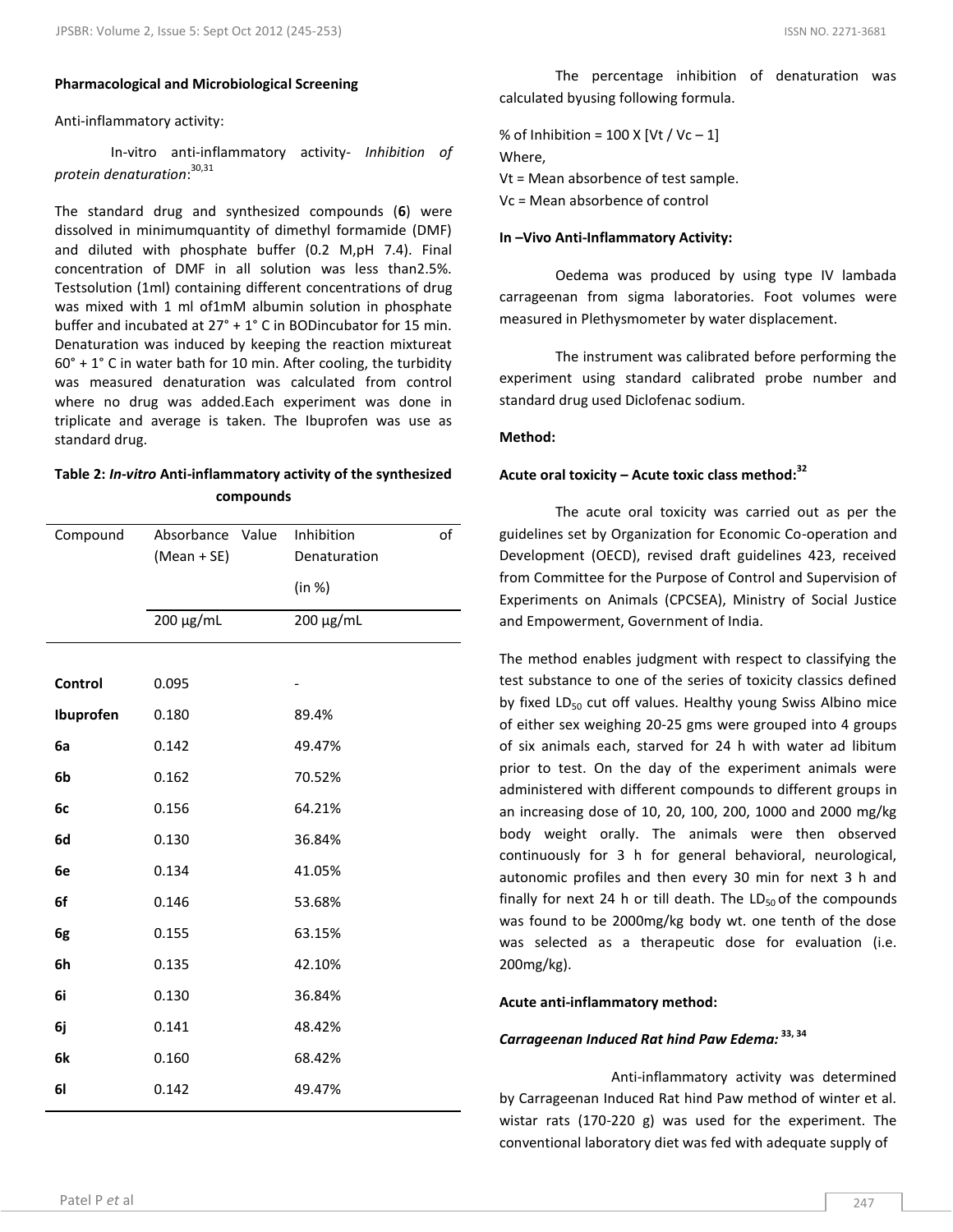### Pharmacological and Microbiological Screening

Anti-inflammatory activity:

In-vitro anti-inflammatory activity- *Inhibition of protein denaturation*:[30,31]

The standard drug and synthesized compounds (**6**) were dissolved in minimumquantity of dimethyl formamide (DMF) and diluted with phosphate buffer (0.2 M,pH 7.4). Final concentration of DMF in all solution was less than2.5%. Testsolution (1ml) containing different concentrations of drug was mixed with 1 ml of1mM albumin solution in phosphate buffer and incubated at 27° + 1° C in BODincubator for 15 min. Denaturation was induced by keeping the reaction mixtureat 60° + 1° C in water bath for 10 min. After cooling, the turbidity was measured denaturation was calculated from control where no drug was added.Each experiment was done in triplicate and average is taken. The Ibuprofen was use as standard drug.

**Table 2: *In-vitro* Anti-inflammatory activity of the synthesized compounds**

| Compound | Absorbance Value (Mean + SE) | Inhibition of Denaturation (in %) |
|---|---|---|
| | 200 µg/mL | 200 µg/mL |
| **Control** | 0.095 | - |
| **Ibuprofen** | 0.180 | 89.4% |
| **6a** | 0.142 | 49.47% |
| **6b** | 0.162 | 70.52% |
| **6c** | 0.156 | 64.21% |
| **6d** | 0.130 | 36.84% |
| **6e** | 0.134 | 41.05% |
| **6f** | 0.146 | 53.68% |
| **6g** | 0.155 | 63.15% |
| **6h** | 0.135 | 42.10% |
| **6i** | 0.130 | 36.84% |
| **6j** | 0.141 | 48.42% |
| **6k** | 0.160 | 68.42% |
| **6l** | 0.142 | 49.47% |

The percentage inhibition of denaturation was calculated byusing following formula.

% of Inhibition = $100 \times [V_t / V_c - 1]$

Where,

$V_t$ = Mean absorbence of test sample.

$V_c$ = Mean absorbence of control

### In –Vivo Anti-Inflammatory Activity:

Oedema was produced by using type IV lambada carrageenan from sigma laboratories. Foot volumes were measured in Plethysmometer by water displacement.

The instrument was calibrated before performing the experiment using standard calibrated probe number and standard drug used Diclofenac sodium.

### Method:

### Acute oral toxicity – Acute toxic class method:[32]

The acute oral toxicity was carried out as per the guidelines set by Organization for Economic Co-operation and Development (OECD), revised draft guidelines 423, received from Committee for the Purpose of Control and Supervision of Experiments on Animals (CPCSEA), Ministry of Social Justice and Empowerment, Government of India.

The method enables judgment with respect to classifying the test substance to one of the series of toxicity classics defined by fixed $LD_{50}$ cut off values. Healthy young Swiss Albino mice of either sex weighing 20-25 gms were grouped into 4 groups of six animals each, starved for 24 h with water ad libitum prior to test. On the day of the experiment animals were administered with different compounds to different groups in an increasing dose of 10, 20, 100, 200, 1000 and 2000 mg/kg body weight orally. The animals were then observed continuously for 3 h for general behavioral, neurological, autonomic profiles and then every 30 min for next 3 h and finally for next 24 h or till death. The $LD_{50}$ of the compounds was found to be 2000mg/kg body wt. one tenth of the dose was selected as a therapeutic dose for evaluation (i.e. 200mg/kg).

### Acute anti-inflammatory method:

### *Carrageenan Induced Rat hind Paw Edema:* [33, 34]

Anti-inflammatory activity was determined by Carrageenan Induced Rat hind Paw method of winter et al. wistar rats (170-220 g) was used for the experiment. The conventional laboratory diet was fed with adequate supply of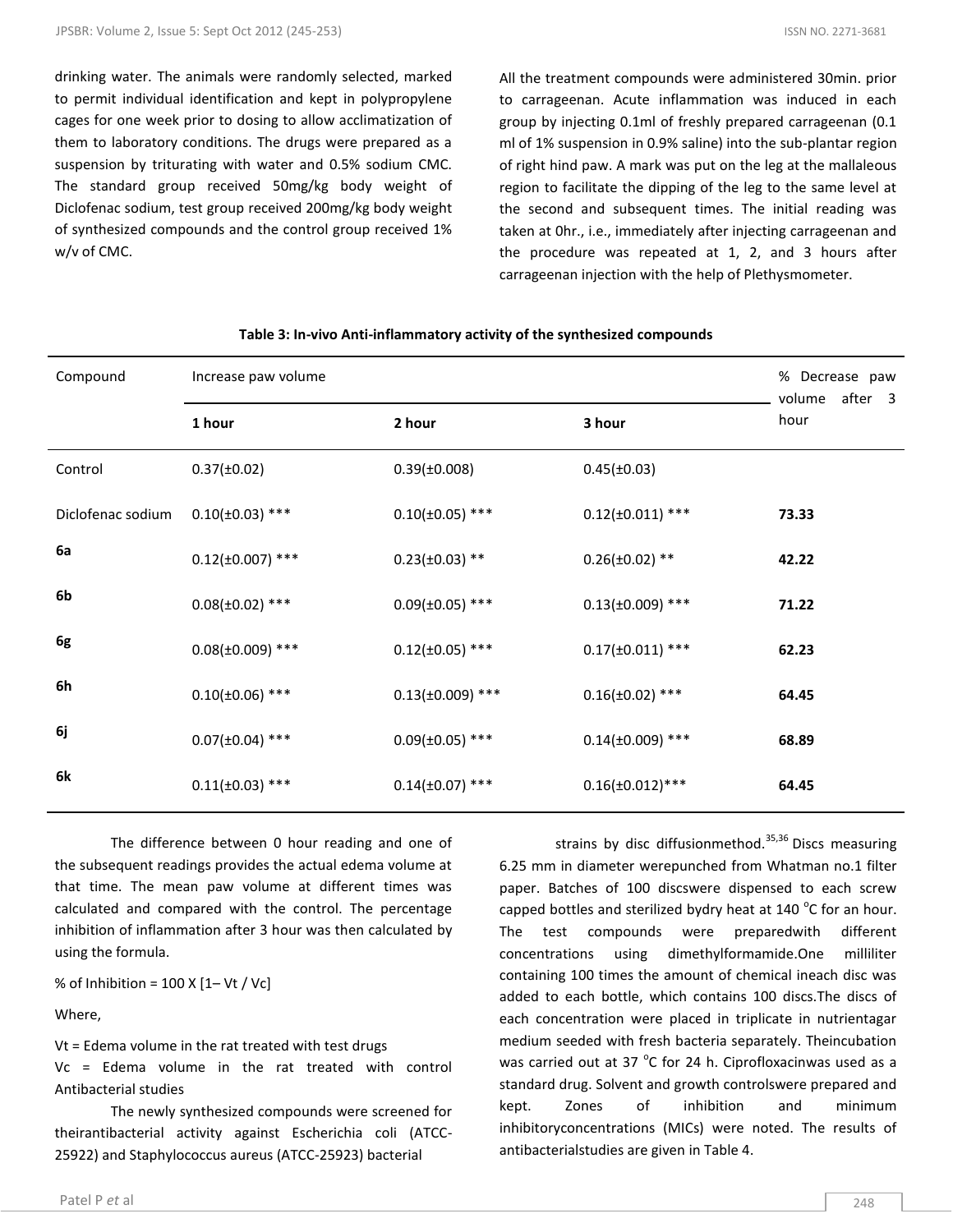drinking water. The animals were randomly selected, marked to permit individual identification and kept in polypropylene cages for one week prior to dosing to allow acclimatization of them to laboratory conditions. The drugs were prepared as a suspension by triturating with water and 0.5% sodium CMC. The standard group received 50mg/kg body weight of Diclofenac sodium, test group received 200mg/kg body weight of synthesized compounds and the control group received 1% w/v of CMC.

All the treatment compounds were administered 30min. prior to carrageenan. Acute inflammation was induced in each group by injecting 0.1ml of freshly prepared carrageenan (0.1 ml of 1% suspension in 0.9% saline) into the sub-plantar region of right hind paw. A mark was put on the leg at the mallaleous region to facilitate the dipping of the leg to the same level at the second and subsequent times. The initial reading was taken at 0hr., i.e., immediately after injecting carrageenan and the procedure was repeated at 1, 2, and 3 hours after carrageenan injection with the help of Plethysmometer.

**Table 3: In-vivo Anti-inflammatory activity of the synthesized compounds**

| Compound | Increase paw volume | | | % Decrease paw volume after 3 hour |
|---|---|---|---|---|
| | **1 hour** | **2 hour** | **3 hour** | |
| Control | 0.37(±0.02) | 0.39(±0.008) | 0.45(±0.03) | |
| Diclofenac sodium | 0.10(±0.03) *** | 0.10(±0.05) *** | 0.12(±0.011) *** | **73.33** |
| **6a** | 0.12(±0.007) *** | 0.23(±0.03) ** | 0.26(±0.02) ** | **42.22** |
| **6b** | 0.08(±0.02) *** | 0.09(±0.05) *** | 0.13(±0.009) *** | **71.22** |
| **6g** | 0.08(±0.009) *** | 0.12(±0.05) *** | 0.17(±0.011) *** | **62.23** |
| **6h** | 0.10(±0.06) *** | 0.13(±0.009) *** | 0.16(±0.02) *** | **64.45** |
| **6j** | 0.07(±0.04) *** | 0.09(±0.05) *** | 0.14(±0.009) *** | **68.89** |
| **6k** | 0.11(±0.03) *** | 0.14(±0.07) *** | 0.16(±0.012)*** | **64.45** |

The difference between 0 hour reading and one of the subsequent readings provides the actual edema volume at that time. The mean paw volume at different times was calculated and compared with the control. The percentage inhibition of inflammation after 3 hour was then calculated by using the formula.

% of Inhibition = 100 X [1– Vt / Vc]

Where,

Vt = Edema volume in the rat treated with test drugs

Vc = Edema volume in the rat treated with control

Antibacterial studies

The newly synthesized compounds were screened for theirantibacterial activity against Escherichia coli (ATCC-25922) and Staphylococcus aureus (ATCC-25923) bacterial strains by disc diffusionmethod.[35,36] Discs measuring 6.25 mm in diameter werepunched from Whatman no.1 filter paper. Batches of 100 discswere dispensed to each screw capped bottles and sterilized bydry heat at 140 °C for an hour. The test compounds were preparedwith different concentrations using dimethylformamide.One milliliter containing 100 times the amount of chemical ineach disc was added to each bottle, which contains 100 discs.The discs of each concentration were placed in triplicate in nutrientagar medium seeded with fresh bacteria separately. Theincubation was carried out at 37 °C for 24 h. Ciprofloxacinwas used as a standard drug. Solvent and growth controlswere prepared and kept. Zones of inhibition and minimum inhibitoryconcentrations (MICs) were noted. The results of antibacterialstudies are given in Table 4.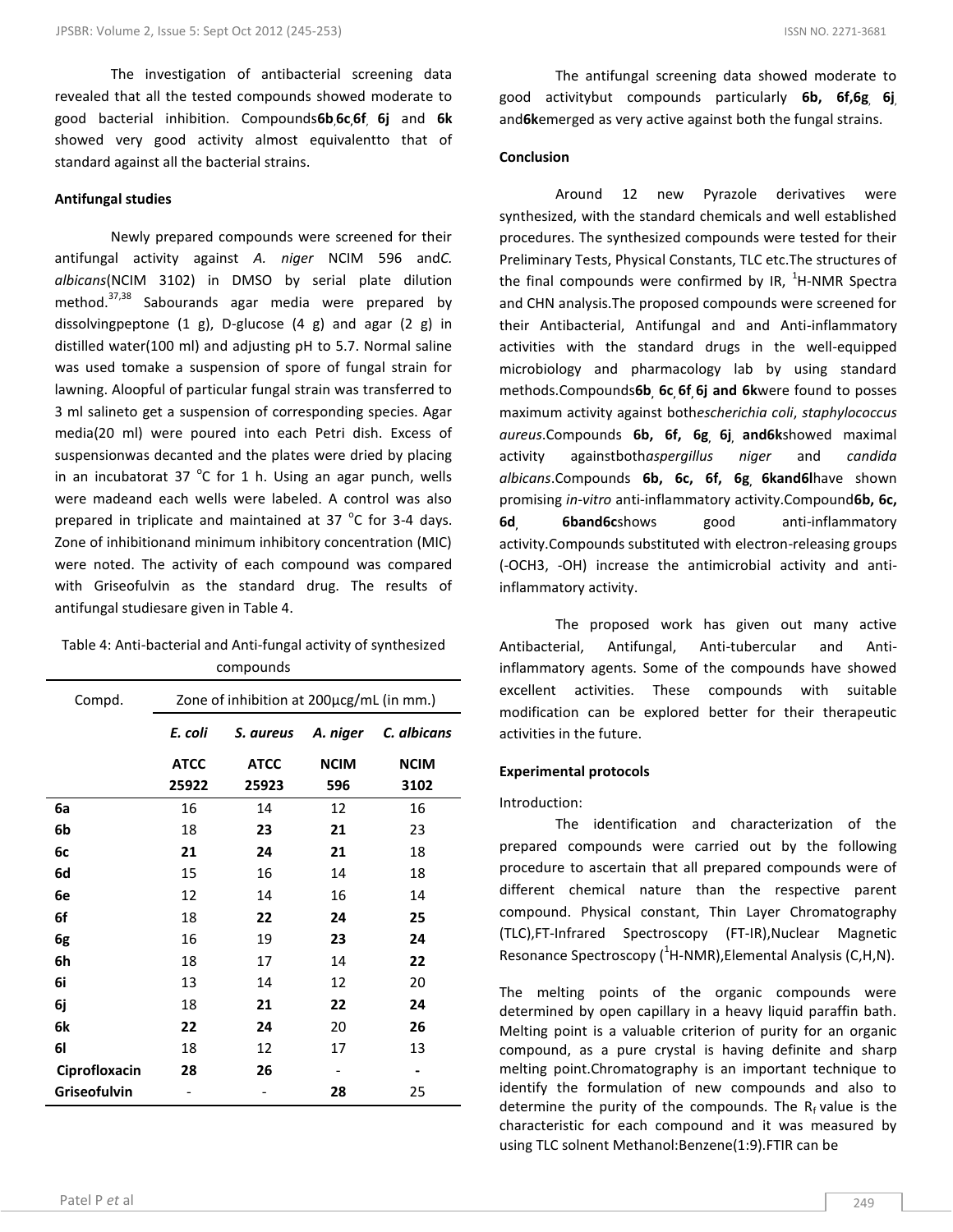The investigation of antibacterial screening data revealed that all the tested compounds showed moderate to good bacterial inhibition. Compounds**6b**,**6c**,**6f**, **6j** and **6k** showed very good activity almost equivalentto that of standard against all the bacterial strains.

### Antifungal studies

Newly prepared compounds were screened for their antifungal activity against *A. niger* NCIM 596 and*C. albicans*(NCIM 3102) in DMSO by serial plate dilution method.[37,38] Sabourands agar media were prepared by dissolvingpeptone (1 g), D-glucose (4 g) and agar (2 g) in distilled water(100 ml) and adjusting pH to 5.7. Normal saline was used tomake a suspension of spore of fungal strain for lawning. Aloopful of particular fungal strain was transferred to 3 ml salineto get a suspension of corresponding species. Agar media(20 ml) were poured into each Petri dish. Excess of suspensionwas decanted and the plates were dried by placing in an incubatorat 37 °C for 1 h. Using an agar punch, wells were madeand each wells were labeled. A control was also prepared in triplicate and maintained at 37 °C for 3-4 days. Zone of inhibitionand minimum inhibitory concentration (MIC) were noted. The activity of each compound was compared with Griseofulvin as the standard drug. The results of antifungal studiesare given in Table 4.

Table 4: Anti-bacterial and Anti-fungal activity of synthesized compounds

| Compd. | Zone of inhibition at 200μcg/mL (in mm.) | | | |
|---|---|---|---|---|
| | *E. coli* | *S. aureus* | *A. niger* | *C. albicans* |
| | **ATCC 25922** | **ATCC 25923** | **NCIM 596** | **NCIM 3102** |
| **6a** | 16 | 14 | 12 | 16 |
| **6b** | 18 | **23** | **21** | 23 |
| **6c** | **21** | **24** | **21** | 18 |
| **6d** | 15 | 16 | 14 | 18 |
| **6e** | 12 | 14 | 16 | 14 |
| **6f** | 18 | **22** | **24** | **25** |
| **6g** | 16 | 19 | **23** | **24** |
| **6h** | 18 | 17 | 14 | **22** |
| **6i** | 13 | 14 | 12 | 20 |
| **6j** | 18 | **21** | **22** | **24** |
| **6k** | **22** | **24** | 20 | **26** |
| **6l** | 18 | 12 | 17 | 13 |
| **Ciprofloxacin** | **28** | **26** | - | **-** |
| **Griseofulvin** | - | - | **28** | 25 |

The antifungal screening data showed moderate to good activitybut compounds particularly **6b, 6f,6g**, **6j**, and**6k**emerged as very active against both the fungal strains.

### Conclusion

Around 12 new Pyrazole derivatives were synthesized, with the standard chemicals and well established procedures. The synthesized compounds were tested for their Preliminary Tests, Physical Constants, TLC etc.The structures of the final compounds were confirmed by IR, $^{1}$H-NMR Spectra and CHN analysis.The proposed compounds were screened for their Antibacterial, Antifungal and and Anti-inflammatory activities with the standard drugs in the well-equipped microbiology and pharmacology lab by using standard methods.Compounds**6b**, **6c**, **6f**, **6j and 6k**were found to posses maximum activity against both*escherichia coli*, *staphylococcus aureus*.Compounds **6b, 6f, 6g**, **6j**, **and6k**showed maximal activity againstboth*aspergillus niger* and *candida albicans*.Compounds **6b, 6c, 6f, 6g**, **6kand6l**have shown promising *in-vitro* anti-inflammatory activity.Compound**6b, 6c, 6d**, **6band6c**shows good anti-inflammatory activity.Compounds substituted with electron-releasing groups (-OCH3, -OH) increase the antimicrobial activity and anti-inflammatory activity.

The proposed work has given out many active Antibacterial, Antifungal, Anti-tubercular and Anti-inflammatory agents. Some of the compounds have showed excellent activities. These compounds with suitable modification can be explored better for their therapeutic activities in the future.

### Experimental protocols

Introduction:

The identification and characterization of the prepared compounds were carried out by the following procedure to ascertain that all prepared compounds were of different chemical nature than the respective parent compound. Physical constant, Thin Layer Chromatography (TLC),FT-Infrared Spectroscopy (FT-IR),Nuclear Magnetic Resonance Spectroscopy ($^{1}$H-NMR),Elemental Analysis (C,H,N).

The melting points of the organic compounds were determined by open capillary in a heavy liquid paraffin bath. Melting point is a valuable criterion of purity for an organic compound, as a pure crystal is having definite and sharp melting point.Chromatography is an important technique to identify the formulation of new compounds and also to determine the purity of the compounds. The $R_f$ value is the characteristic for each compound and it was measured by using TLC solnent Methanol:Benzene(1:9).FTIR can be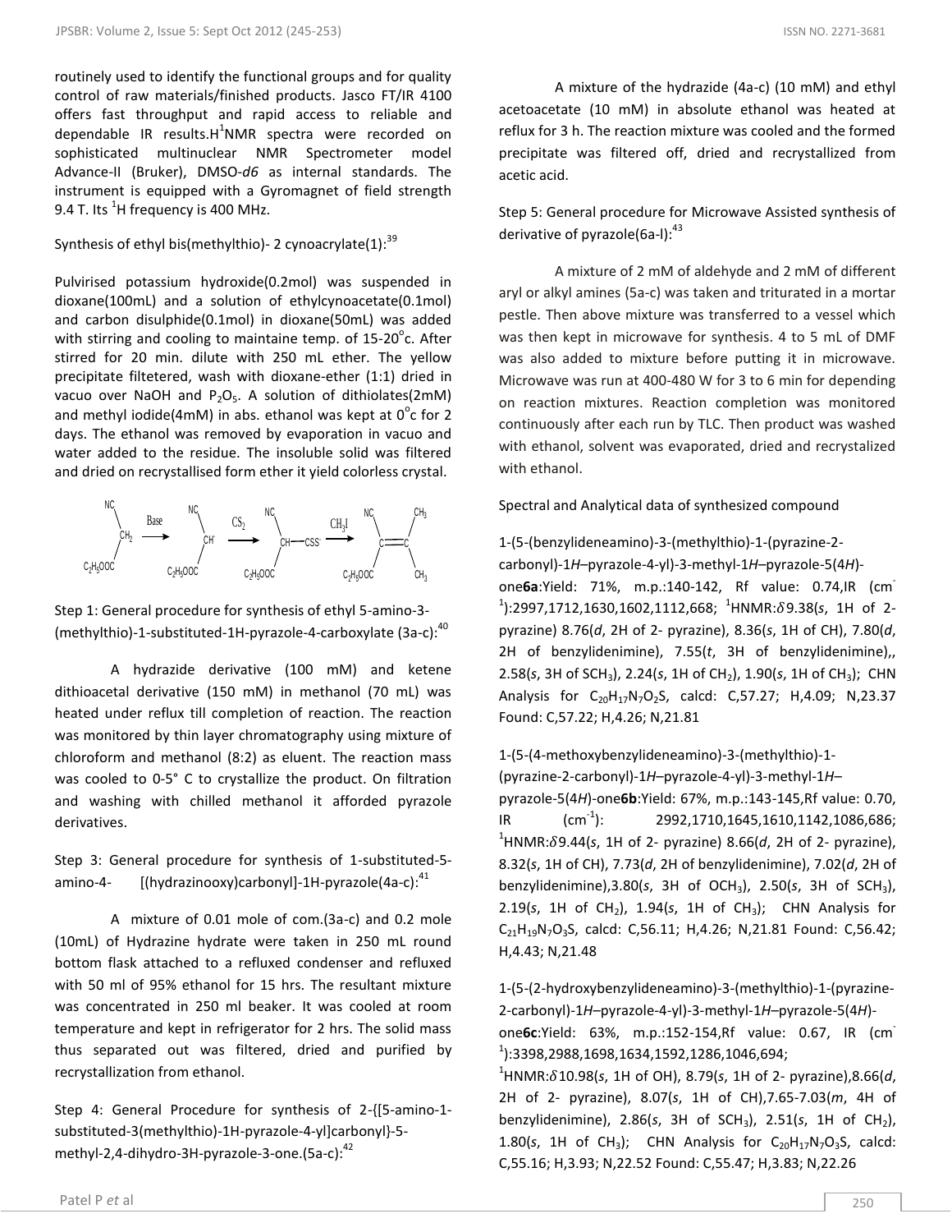routinely used to identify the functional groups and for quality control of raw materials/finished products. Jasco FT/IR 4100 offers fast throughput and rapid access to reliable and dependable IR results. $H^1$NMR spectra were recorded on sophisticated multinuclear NMR Spectrometer model Advance-II (Bruker), DMSO-*d6* as internal standards. The instrument is equipped with a Gyromagnet of field strength 9.4 T. Its $^1$H frequency is 400 MHz.

Synthesis of ethyl bis(methylthio)- 2 cynoacrylate(1):[39]

Pulvirised potassium hydroxide(0.2mol) was suspended in dioxane(100mL) and a solution of ethylcynoacetate(0.1mol) and carbon disulphide(0.1mol) in dioxane(50mL) was added with stirring and cooling to maintaine temp. of 15-20°c. After stirred for 20 min. dilute with 250 mL ether. The yellow precipitate filtetered, wash with dioxane-ether (1:1) dried in vacuo over NaOH and $P_2O_5$. A solution of dithiolates(2mM) and methyl iodide(4mM) in abs. ethanol was kept at 0°c for 2 days. The ethanol was removed by evaporation in vacuo and water added to the residue. The insoluble solid was filtered and dried on recrystallised form ether it yield colorless crystal.

Step 1: General procedure for synthesis of ethyl 5-amino-3-(methylthio)-1-substituted-1H-pyrazole-4-carboxylate (3a-c):[40]

A hydrazide derivative (100 mM) and ketene dithioacetal derivative (150 mM) in methanol (70 mL) was heated under reflux till completion of reaction. The reaction was monitored by thin layer chromatography using mixture of chloroform and methanol (8:2) as eluent. The reaction mass was cooled to 0-5° C to crystallize the product. On filtration and washing with chilled methanol it afforded pyrazole derivatives.

Step 3: General procedure for synthesis of 1-substituted-5-amino-4- [(hydrazinooxy)carbonyl]-1H-pyrazole(4a-c):[41]

A mixture of 0.01 mole of com.(3a-c) and 0.2 mole (10mL) of Hydrazine hydrate were taken in 250 mL round bottom flask attached to a refluxed condenser and refluxed with 50 ml of 95% ethanol for 15 hrs. The resultant mixture was concentrated in 250 ml beaker. It was cooled at room temperature and kept in refrigerator for 2 hrs. The solid mass thus separated out was filtered, dried and purified by recrystallization from ethanol.

Step 4: General Procedure for synthesis of 2-{[5-amino-1-substituted-3(methylthio)-1H-pyrazole-4-yl]carbonyl}-5-methyl-2,4-dihydro-3H-pyrazole-3-one.(5a-c):[42]

A mixture of the hydrazide (4a-c) (10 mM) and ethyl acetoacetate (10 mM) in absolute ethanol was heated at reflux for 3 h. The reaction mixture was cooled and the formed precipitate was filtered off, dried and recrystallized from acetic acid.

Step 5: General procedure for Microwave Assisted synthesis of derivative of pyrazole(6a-l):[43]

A mixture of 2 mM of aldehyde and 2 mM of different aryl or alkyl amines (5a-c) was taken and triturated in a mortar pestle. Then above mixture was transferred to a vessel which was then kept in microwave for synthesis. 4 to 5 mL of DMF was also added to mixture before putting it in microwave. Microwave was run at 400-480 W for 3 to 6 min for depending on reaction mixtures. Reaction completion was monitored continuously after each run by TLC. Then product was washed with ethanol, solvent was evaporated, dried and recrystalized with ethanol.

Spectral and Analytical data of synthesized compound

1-(5-(benzylideneamino)-3-(methylthio)-1-(pyrazine-2-carbonyl)-1*H*–pyrazole-4-yl)-3-methyl-1*H*–pyrazole-5(4*H*)-one**6a**:Yield: 71%, m.p.:140-142, Rf value: 0.74,IR ($cm^{-1}$):2997,1712,1630,1602,1112,668; $^1$HNMR:$\delta$9.38(*s*, 1H of 2-pyrazine) 8.76(*d*, 2H of 2- pyrazine), 8.36(*s*, 1H of CH), 7.80(*d*, 2H of benzylidenimine), 7.55(*t*, 3H of benzylidenimine),, 2.58(*s*, 3H of $SCH_3$), 2.24(*s*, 1H of $CH_2$), 1.90(*s*, 1H of $CH_3$); CHN Analysis for $C_{20}H_{17}N_7O_2S$, calcd: C,57.27; H,4.09; N,23.37 Found: C,57.22; H,4.26; N,21.81

1-(5-(4-methoxybenzylideneamino)-3-(methylthio)-1-(pyrazine-2-carbonyl)-1*H*–pyrazole-4-yl)-3-methyl-1*H*–pyrazole-5(4*H*)-one**6b**:Yield: 67%, m.p.:143-145,Rf value: 0.70, IR ($cm^{-1}$): 2992,1710,1645,1610,1142,1086,686; $^1$HNMR:$\delta$9.44(*s*, 1H of 2- pyrazine) 8.66(*d*, 2H of 2- pyrazine), 8.32(*s*, 1H of CH), 7.73(*d*, 2H of benzylidenimine), 7.02(*d*, 2H of benzylidenimine),3.80(*s*, 3H of $OCH_3$), 2.50(*s*, 3H of $SCH_3$), 2.19(*s*, 1H of $CH_2$), 1.94(*s*, 1H of $CH_3$); CHN Analysis for $C_{21}H_{19}N_7O_3S$, calcd: C,56.11; H,4.26; N,21.81 Found: C,56.42; H,4.43; N,21.48

1-(5-(2-hydroxybenzylideneamino)-3-(methylthio)-1-(pyrazine-2-carbonyl)-1*H*–pyrazole-4-yl)-3-methyl-1*H*–pyrazole-5(4*H*)-one**6c**:Yield: 63%, m.p.:152-154,Rf value: 0.67, IR ($cm^{-1}$):3398,2988,1698,1634,1592,1286,1046,694; $^1$HNMR:$\delta$10.98(*s*, 1H of OH), 8.79(*s*, 1H of 2- pyrazine),8.66(*d*, 2H of 2- pyrazine), 8.07(*s*, 1H of CH),7.65-7.03(*m*, 4H of benzylidenimine), 2.86(*s*, 3H of $SCH_3$), 2.51(*s*, 1H of $CH_2$), 1.80(*s*, 1H of $CH_3$); CHN Analysis for $C_{20}H_{17}N_7O_3S$, calcd: C,55.16; H,3.93; N,22.52 Found: C,55.47; H,3.83; N,22.26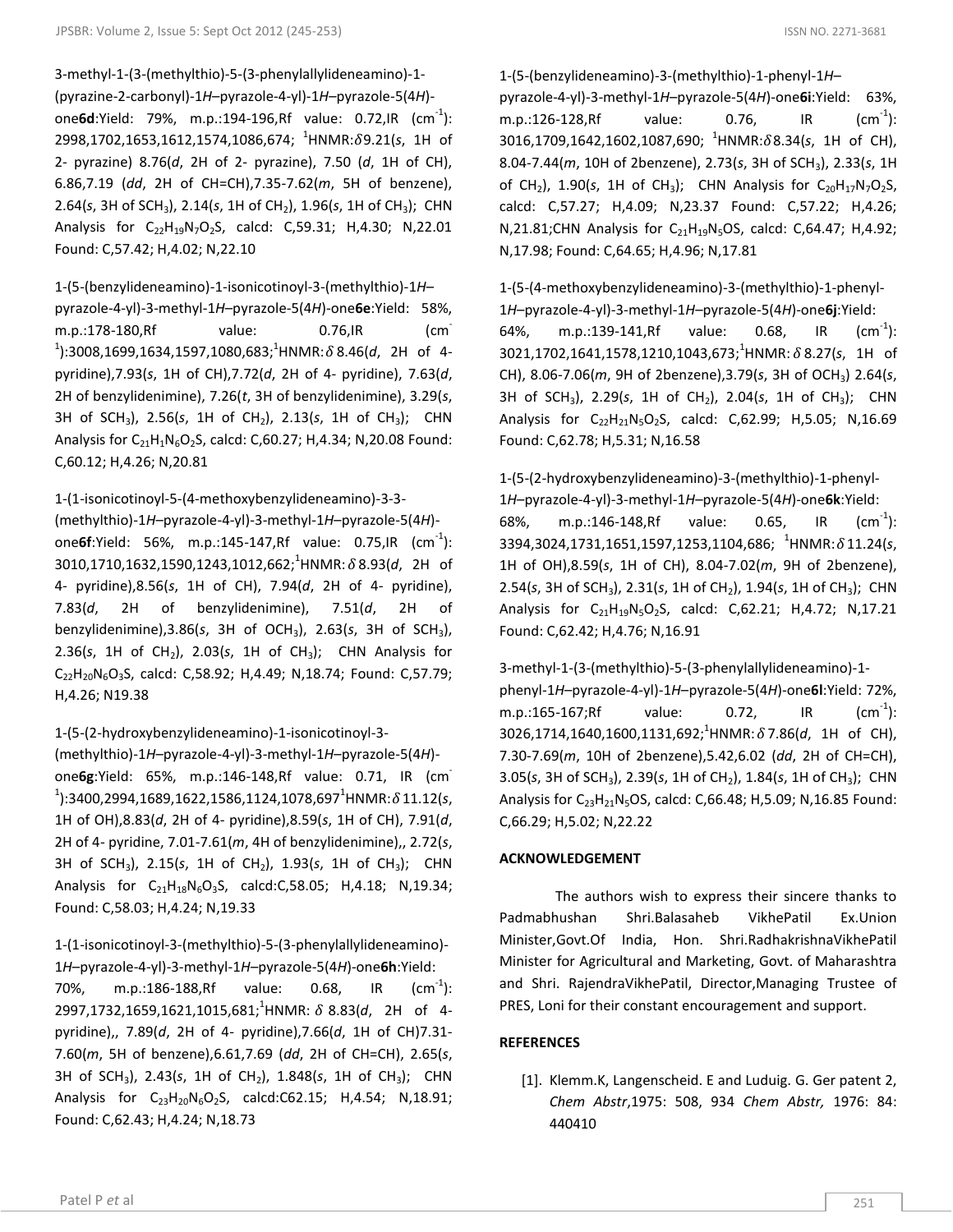3-methyl-1-(3-(methylthio)-5-(3-phenylallylideneamino)-1-(pyrazine-2-carbonyl)-1*H*–pyrazole-4-yl)-1*H*–pyrazole-5(4*H*)-one**6d**:Yield: 79%, m.p.:194-196,Rf value: 0.72,IR ($cm^{-1}$): 2998,1702,1653,1612,1574,1086,674; $^{1}$HNMR:$\delta$9.21(*s*, 1H of 2- pyrazine) 8.76(*d*, 2H of 2- pyrazine), 7.50 (*d*, 1H of CH), 6.86,7.19 (*dd*, 2H of CH=CH),7.35-7.62(*m*, 5H of benzene), 2.64(*s*, 3H of $SCH_3$), 2.14(*s*, 1H of $CH_2$), 1.96(*s*, 1H of $CH_3$); CHN Analysis for $C_{22}H_{19}N_7O_2S$, calcd: C,59.31; H,4.30; N,22.01 Found: C,57.42; H,4.02; N,22.10

1-(5-(benzylideneamino)-1-isonicotinoyl-3-(methylthio)-1*H*–pyrazole-4-yl)-3-methyl-1*H*–pyrazole-5(4*H*)-one**6e**:Yield: 58%, m.p.:178-180,Rf value: 0.76,IR ($cm^{-1}$):3008,1699,1634,1597,1080,683;$^{1}$HNMR:$\delta$ 8.46(*d*, 2H of 4-pyridine),7.93(*s*, 1H of CH),7.72(*d*, 2H of 4- pyridine), 7.63(*d*, 2H of benzylidenimine), 7.26(*t*, 3H of benzylidenimine), 3.29(*s*, 3H of $SCH_3$), 2.56(*s*, 1H of $CH_2$), 2.13(*s*, 1H of $CH_3$); CHN Analysis for $C_{21}H_1N_6O_2S$, calcd: C,60.27; H,4.34; N,20.08 Found: C,60.12; H,4.26; N,20.81

1-(1-isonicotinoyl-5-(4-methoxybenzylideneamino)-3-3-(methylthio)-1*H*–pyrazole-4-yl)-3-methyl-1*H*–pyrazole-5(4*H*)-one**6f**:Yield: 56%, m.p.:145-147,Rf value: 0.75,IR ($cm^{-1}$): 3010,1710,1632,1590,1243,1012,662;$^{1}$HNMR:$\delta$ 8.93(*d*, 2H of 4- pyridine),8.56(*s*, 1H of CH), 7.94(*d*, 2H of 4- pyridine), 7.83(*d*, 2H of benzylidenimine), 7.51(*d*, 2H of benzylidenimine),3.86(*s*, 3H of $OCH_3$), 2.63(*s*, 3H of $SCH_3$), 2.36(*s*, 1H of $CH_2$), 2.03(*s*, 1H of $CH_3$); CHN Analysis for $C_{22}H_{20}N_6O_3S$, calcd: C,58.92; H,4.49; N,18.74; Found: C,57.79; H,4.26; N19.38

1-(5-(2-hydroxybenzylideneamino)-1-isonicotinoyl-3-(methylthio)-1*H*–pyrazole-4-yl)-3-methyl-1*H*–pyrazole-5(4*H*)-one**6g**:Yield: 65%, m.p.:146-148,Rf value: 0.71, IR ($cm^{-1}$):3400,2994,1689,1622,1586,1124,1078,697$^{1}$HNMR:$\delta$ 11.12(*s*, 1H of OH),8.83(*d*, 2H of 4- pyridine),8.59(*s*, 1H of CH), 7.91(*d*, 2H of 4- pyridine, 7.01-7.61(*m*, 4H of benzylidenimine),, 2.72(*s*, 3H of $SCH_3$), 2.15(*s*, 1H of $CH_2$), 1.93(*s*, 1H of $CH_3$); CHN Analysis for $C_{21}H_{18}N_6O_3S$, calcd:C,58.05; H,4.18; N,19.34; Found: C,58.03; H,4.24; N,19.33

1-(1-isonicotinoyl-3-(methylthio)-5-(3-phenylallylideneamino)-1*H*–pyrazole-4-yl)-3-methyl-1*H*–pyrazole-5(4*H*)-one**6h**:Yield: 70%, m.p.:186-188,Rf value: 0.68, IR ($cm^{-1}$): 2997,1732,1659,1621,1015,681;$^{1}$HNMR: $\delta$ 8.83(*d*, 2H of 4-pyridine),, 7.89(*d*, 2H of 4- pyridine),7.66(*d*, 1H of CH)7.31-7.60(*m*, 5H of benzene),6.61,7.69 (*dd*, 2H of CH=CH), 2.65(*s*, 3H of $SCH_3$), 2.43(*s*, 1H of $CH_2$), 1.848(*s*, 1H of $CH_3$); CHN Analysis for $C_{23}H_{20}N_6O_2S$, calcd:C62.15; H,4.54; N,18.91; Found: C,62.43; H,4.24; N,18.73

1-(5-(benzylideneamino)-3-(methylthio)-1-phenyl-1*H*–pyrazole-4-yl)-3-methyl-1*H*–pyrazole-5(4*H*)-one**6i**:Yield: 63%, m.p.:126-128,Rf value: 0.76, IR ($cm^{-1}$): 3016,1709,1642,1602,1087,690; $^{1}$HNMR:$\delta$ 8.34(*s*, 1H of CH), 8.04-7.44(*m*, 10H of 2benzene), 2.73(*s*, 3H of $SCH_3$), 2.33(*s*, 1H of $CH_2$), 1.90(*s*, 1H of $CH_3$); CHN Analysis for $C_{20}H_{17}N_7O_2S$, calcd: C,57.27; H,4.09; N,23.37 Found: C,57.22; H,4.26; N,21.81;CHN Analysis for $C_{21}H_{19}N_5OS$, calcd: C,64.47; H,4.92; N,17.98; Found: C,64.65; H,4.96; N,17.81

1-(5-(4-methoxybenzylideneamino)-3-(methylthio)-1-phenyl-1*H*–pyrazole-4-yl)-3-methyl-1*H*–pyrazole-5(4*H*)-one**6j**:Yield: 64%, m.p.:139-141,Rf value: 0.68, IR ($cm^{-1}$): 3021,1702,1641,1578,1210,1043,673;$^{1}$HNMR: $\delta$ 8.27(*s*, 1H of CH), 8.06-7.06(*m*, 9H of 2benzene),3.79(*s*, 3H of $OCH_3$) 2.64(*s*, 3H of $SCH_3$), 2.29(*s*, 1H of $CH_2$), 2.04(*s*, 1H of $CH_3$); CHN Analysis for $C_{22}H_{21}N_5O_2S$, calcd: C,62.99; H,5.05; N,16.69 Found: C,62.78; H,5.31; N,16.58

1-(5-(2-hydroxybenzylideneamino)-3-(methylthio)-1-phenyl-1*H*–pyrazole-4-yl)-3-methyl-1*H*–pyrazole-5(4*H*)-one**6k**:Yield: 68%, m.p.:146-148,Rf value: 0.65, IR ($cm^{-1}$): 3394,3024,1731,1651,1597,1253,1104,686; $^{1}$HNMR:$\delta$ 11.24(*s*, 1H of OH),8.59(*s*, 1H of CH), 8.04-7.02(*m*, 9H of 2benzene), 2.54(*s*, 3H of $SCH_3$), 2.31(*s*, 1H of $CH_2$), 1.94(*s*, 1H of $CH_3$); CHN Analysis for $C_{21}H_{19}N_5O_2S$, calcd: C,62.21; H,4.72; N,17.21 Found: C,62.42; H,4.76; N,16.91

3-methyl-1-(3-(methylthio)-5-(3-phenylallylideneamino)-1-phenyl-1*H*–pyrazole-4-yl)-1*H*–pyrazole-5(4*H*)-one**6l**:Yield: 72%, m.p.:165-167;Rf value: 0.72, IR ($cm^{-1}$): 3026,1714,1640,1600,1131,692;$^{1}$HNMR:$\delta$ 7.86(*d*, 1H of CH), 7.30-7.69(*m*, 10H of 2benzene),5.42,6.02 (*dd*, 2H of CH=CH), 3.05(*s*, 3H of $SCH_3$), 2.39(*s*, 1H of $CH_2$), 1.84(*s*, 1H of $CH_3$); CHN Analysis for $C_{23}H_{21}N_5OS$, calcd: C,66.48; H,5.09; N,16.85 Found: C,66.29; H,5.02; N,22.22

## ACKNOWLEDGEMENT

The authors wish to express their sincere thanks to Padmabhushan Shri.Balasaheb VikhePatil Ex.Union Minister,Govt.Of India, Hon. Shri.RadhakrishnaVikhePatil Minister for Agricultural and Marketing, Govt. of Maharashtra and Shri. RajendraVikhePatil, Director,Managing Trustee of PRES, Loni for their constant encouragement and support.

## REFERENCES

[1]. Klemm.K, Langenscheid. E and Luduig. G. Ger patent 2, *Chem Abstr*,1975: 508, 934 *Chem Abstr,* 1976: 84: 440410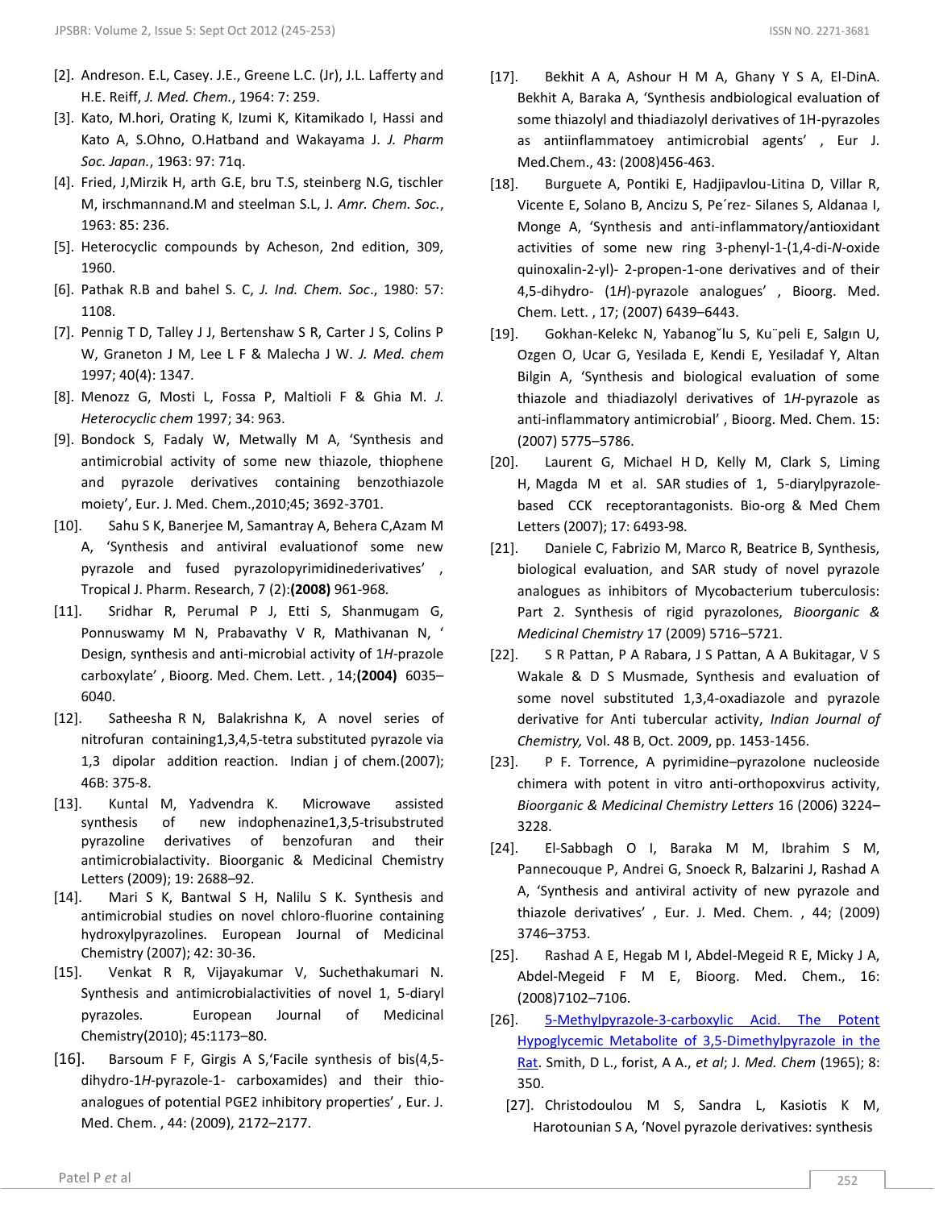[2]. Andreson. E.L, Casey. J.E., Greene L.C. (Jr), J.L. Lafferty and H.E. Reiff, *J. Med. Chem.*, 1964: 7: 259.

[3]. Kato, M.hori, Orating K, Izumi K, Kitamikado I, Hassi and Kato A, S.Ohno, O.Hatband and Wakayama J. *J. Pharm Soc. Japan.*, 1963: 97: 71q.

[4]. Fried, J,Mirzik H, arth G.E, bru T.S, steinberg N.G, tischler M, irschmannand.M and steelman S.L, J. *Amr. Chem. Soc.*, 1963: 85: 236.

[5]. Heterocyclic compounds by Acheson, 2nd edition, 309, 1960.

[6]. Pathak R.B and bahel S. C, *J. Ind. Chem. Soc*., 1980: 57: 1108.

[7]. Pennig T D, Talley J J, Bertenshaw S R, Carter J S, Colins P W, Graneton J M, Lee L F & Malecha J W. *J. Med. chem* 1997; 40(4): 1347.

[8]. Menozz G, Mosti L, Fossa P, Maltioli F & Ghia M. *J. Heterocyclic chem* 1997; 34: 963.

[9]. Bondock S, Fadaly W, Metwally M A, 'Synthesis and antimicrobial activity of some new thiazole, thiophene and pyrazole derivatives containing benzothiazole moiety', Eur. J. Med. Chem.,2010;45; 3692-3701.

[10]. Sahu S K, Banerjee M, Samantray A, Behera C,Azam M A, 'Synthesis and antiviral evaluationof some new pyrazole and fused pyrazolopyrimidinederivatives' , Tropical J. Pharm. Research, 7 (2):**(2008)** 961-968.

[11]. Sridhar R, Perumal P J, Etti S, Shanmugam G, Ponnuswamy M N, Prabavathy V R, Mathivanan N, ' Design, synthesis and anti-microbial activity of 1*H*-prazole carboxylate' , Bioorg. Med. Chem. Lett. , 14;**(2004)** 6035–6040.

[12]. Satheesha R N, Balakrishna K, A novel series of nitrofuran containing1,3,4,5-tetra substituted pyrazole via 1,3 dipolar addition reaction. Indian j of chem.(2007); 46B: 375-8.

[13]. Kuntal M, Yadvendra K. Microwave assisted synthesis of new indophenazine1,3,5-trisubstruted pyrazoline derivatives of benzofuran and their antimicrobialactivity. Bioorganic & Medicinal Chemistry Letters (2009); 19: 2688–92.

[14]. Mari S K, Bantwal S H, Nalilu S K. Synthesis and antimicrobial studies on novel chloro-fluorine containing hydroxylpyrazolines. European Journal of Medicinal Chemistry (2007); 42: 30-36.

[15]. Venkat R R, Vijayakumar V, Suchethakumari N. Synthesis and antimicrobialactivities of novel 1, 5-diaryl pyrazoles. European Journal of Medicinal Chemistry(2010); 45:1173–80.

[16]. Barsoum F F, Girgis A S,'Facile synthesis of bis(4,5-dihydro-1*H*-pyrazole-1- carboxamides) and their thio-analogues of potential PGE2 inhibitory properties' , Eur. J. Med. Chem. , 44: (2009), 2172–2177.

[17]. Bekhit A A, Ashour H M A, Ghany Y S A, El-DinA. Bekhit A, Baraka A, 'Synthesis andbiological evaluation of some thiazolyl and thiadiazolyl derivatives of 1H-pyrazoles as antiinflammatoey antimicrobial agents' , Eur J. Med.Chem., 43: (2008)456-463.

[18]. Burguete A, Pontiki E, Hadjipavlou-Litina D, Villar R, Vicente E, Solano B, Ancizu S, Pe´rez- Silanes S, Aldanaa I, Monge A, 'Synthesis and anti-inflammatory/antioxidant activities of some new ring 3-phenyl-1-(1,4-di-*N*-oxide quinoxalin-2-yl)- 2-propen-1-one derivatives and of their 4,5-dihydro- (1*H*)-pyrazole analogues' , Bioorg. Med. Chem. Lett. , 17; (2007) 6439–6443.

[19]. Gokhan-Kelekc N, Yabanog˘lu S, Ku¨peli E, Salgın U, Ozgen O, Ucar G, Yesilada E, Kendi E, Yesiladaf Y, Altan Bilgin A, 'Synthesis and biological evaluation of some thiazole and thiadiazolyl derivatives of 1*H*-pyrazole as anti-inflammatory antimicrobial' , Bioorg. Med. Chem. 15: (2007) 5775–5786.

[20]. Laurent G, Michael H D, Kelly M, Clark S, Liming H, Magda M et al. SAR studies of 1, 5-diarylpyrazole-based CCK receptorantagonists. Bio-org & Med Chem Letters (2007); 17: 6493-98.

[21]. Daniele C, Fabrizio M, Marco R, Beatrice B, Synthesis, biological evaluation, and SAR study of novel pyrazole analogues as inhibitors of Mycobacterium tuberculosis: Part 2. Synthesis of rigid pyrazolones, *Bioorganic & Medicinal Chemistry* 17 (2009) 5716–5721.

[22]. S R Pattan, P A Rabara, J S Pattan, A A Bukitagar, V S Wakale & D S Musmade, Synthesis and evaluation of some novel substituted 1,3,4-oxadiazole and pyrazole derivative for Anti tubercular activity, *Indian Journal of Chemistry,* Vol. 48 B, Oct. 2009, pp. 1453-1456.

[23]. P F. Torrence, A pyrimidine–pyrazolone nucleoside chimera with potent in vitro anti-orthopoxvirus activity, *Bioorganic & Medicinal Chemistry Letters* 16 (2006) 3224–3228.

[24]. El-Sabbagh O I, Baraka M M, Ibrahim S M, Pannecouque P, Andrei G, Snoeck R, Balzarini J, Rashad A A, 'Synthesis and antiviral activity of new pyrazole and thiazole derivatives' , Eur. J. Med. Chem. , 44; (2009) 3746–3753.

[25]. Rashad A E, Hegab M I, Abdel-Megeid R E, Micky J A, Abdel-Megeid F M E, Bioorg. Med. Chem., 16: (2008)7102–7106.

[26]. 5-Methylpyrazole-3-carboxylic Acid. The Potent Hypoglycemic Metabolite of 3,5-Dimethylpyrazole in the Rat. Smith, D L., forist, A A., *et al*; J. *Med. Chem* (1965); 8: 350.

[27]. Christodoulou M S, Sandra L, Kasiotis K M, Harotounian S A, 'Novel pyrazole derivatives: synthesis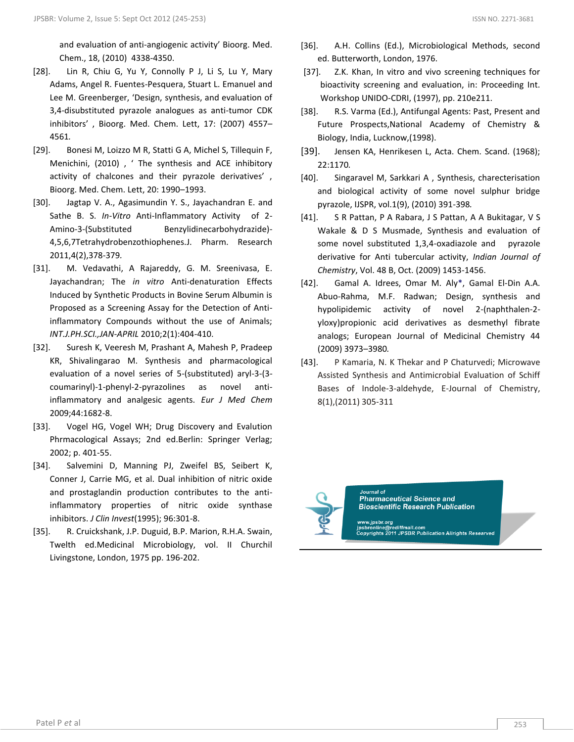and evaluation of anti-angiogenic activity' Bioorg. Med. Chem., 18, (2010) 4338-4350.

[28]. Lin R, Chiu G, Yu Y, Connolly P J, Li S, Lu Y, Mary Adams, Angel R. Fuentes-Pesquera, Stuart L. Emanuel and Lee M. Greenberger, 'Design, synthesis, and evaluation of 3,4-disubstituted pyrazole analogues as anti-tumor CDK inhibitors' , Bioorg. Med. Chem. Lett, 17: (2007) 4557–4561.

[29]. Bonesi M, Loizzo M R, Statti G A, Michel S, Tillequin F, Menichini, (2010) , ' The synthesis and ACE inhibitory activity of chalcones and their pyrazole derivatives' , Bioorg. Med. Chem. Lett, 20: 1990–1993.

[30]. Jagtap V. A., Agasimundin Y. S., Jayachandran E. and Sathe B. S. *In-Vitro* Anti-Inflammatory Activity of 2-Amino-3-(Substituted Benzylidinecarbohydrazide)-4,5,6,7Tetrahydrobenzothiophenes.J. Pharm. Research 2011,4(2),378-379.

[31]. M. Vedavathi, A Rajareddy, G. M. Sreenivasa, E. Jayachandran; The *in vitro* Anti-denaturation Effects Induced by Synthetic Products in Bovine Serum Albumin is Proposed as a Screening Assay for the Detection of Anti-inflammatory Compounds without the use of Animals; *INT.J.PH.SCI.,JAN-APRIL* 2010;2(1):404-410.

[32]. Suresh K, Veeresh M, Prashant A, Mahesh P, Pradeep KR, Shivalingarao M. Synthesis and pharmacological evaluation of a novel series of 5-(substituted) aryl-3-(3-coumarinyl)-1-phenyl-2-pyrazolines as novel anti-inflammatory and analgesic agents. *Eur J Med Chem* 2009;44:1682-8.

[33]. Vogel HG, Vogel WH; Drug Discovery and Evalution Phrmacological Assays; 2nd ed.Berlin: Springer Verlag; 2002; p. 401-55.

[34]. Salvemini D, Manning PJ, Zweifel BS, Seibert K, Conner J, Carrie MG, et al. Dual inhibition of nitric oxide and prostaglandin production contributes to the anti-inflammatory properties of nitric oxide synthase inhibitors. *J Clin Invest*(1995); 96:301-8.

[35]. R. Cruickshank, J.P. Duguid, B.P. Marion, R.H.A. Swain, Twelth ed.Medicinal Microbiology, vol. II Churchil Livingstone, London, 1975 pp. 196-202.

[36]. A.H. Collins (Ed.), Microbiological Methods, second ed. Butterworth, London, 1976.

[37]. Z.K. Khan, In vitro and vivo screening techniques for bioactivity screening and evaluation, in: Proceeding Int. Workshop UNIDO-CDRI, (1997), pp. 210e211.

[38]. R.S. Varma (Ed.), Antifungal Agents: Past, Present and Future Prospects,National Academy of Chemistry & Biology, India, Lucknow,(1998).

[39]. Jensen KA, Henrikesen L, Acta. Chem. Scand. (1968); 22:1170.

[40]. Singaravel M, Sarkkari A , Synthesis, charecterisation and biological activity of some novel sulphur bridge pyrazole, IJSPR, vol.1(9), (2010) 391-398.

[41]. S R Pattan, P A Rabara, J S Pattan, A A Bukitagar, V S Wakale & D S Musmade, Synthesis and evaluation of some novel substituted 1,3,4-oxadiazole and pyrazole derivative for Anti tubercular activity, *Indian Journal of Chemistry*, Vol. 48 B, Oct. (2009) 1453-1456.

[42]. Gamal A. Idrees, Omar M. Aly*, Gamal El-Din A.A. Abuo-Rahma, M.F. Radwan; Design, synthesis and hypolipidemic activity of novel 2-(naphthalen-2-yloxy)propionic acid derivatives as desmethyl fibrate analogs; European Journal of Medicinal Chemistry 44 (2009) 3973–3980.

[43]. P Kamaria, N. K Thekar and P Chaturvedi; Microwave Assisted Synthesis and Antimicrobial Evaluation of Schiff Bases of Indole-3-aldehyde, E-Journal of Chemistry, 8(1),(2011) 305-311

Journal of
Pharmaceutical Science and
Bioscientific Research Publication
www.jpsbr.org
jpsbronline@rediffmail.com
Copyrights 2011 JPSBR Publication Allrights Researved